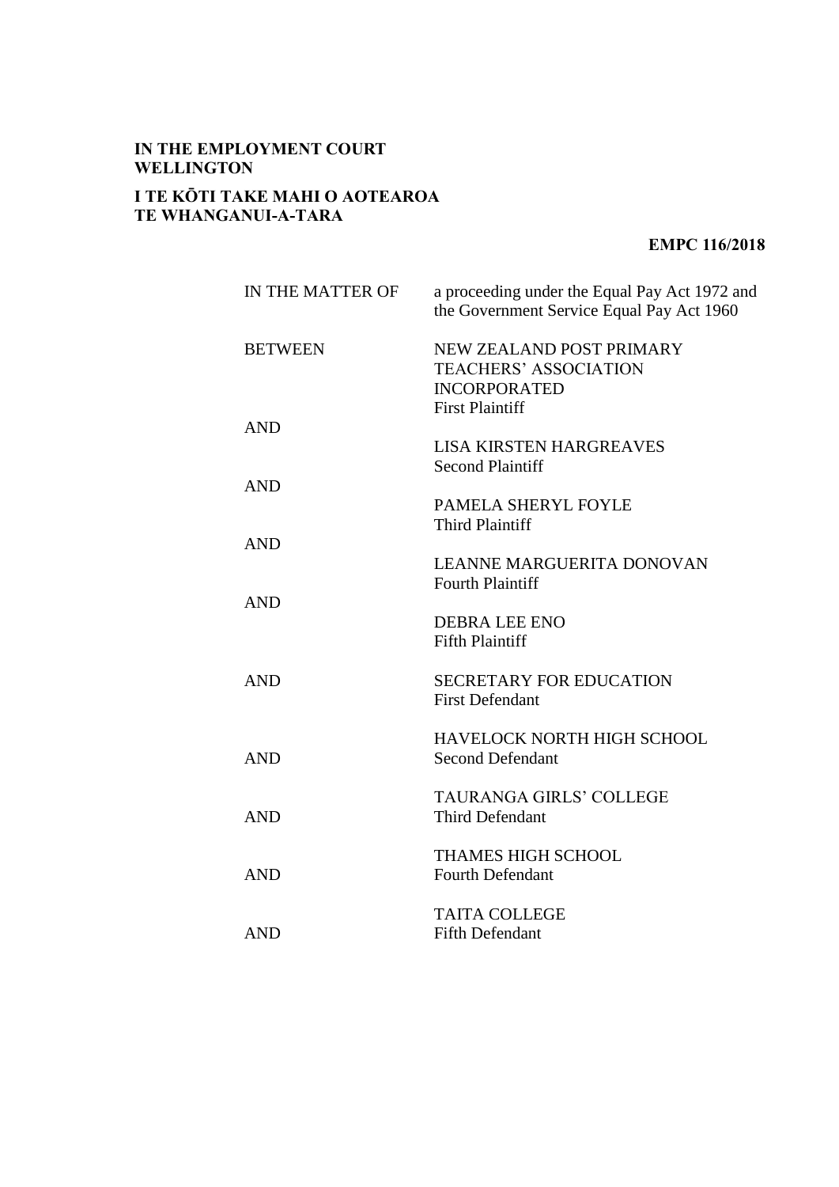**IN THE EMPLOYMENT COURT WELLINGTON**

**I TE KŌTI TAKE MAHI O AOTEAROA TE WHANGANUI-A-TARA**

**EMPC 116/2018**

| | |
|---|---|
| IN THE MATTER OF | a proceeding under the Equal Pay Act 1972 and the Government Service Equal Pay Act 1960 |
| BETWEEN | NEW ZEALAND POST PRIMARY TEACHERS' ASSOCIATION INCORPORATED<br>First Plaintiff |
| AND | LISA KIRSTEN HARGREAVES<br>Second Plaintiff |
| AND | PAMELA SHERYL FOYLE<br>Third Plaintiff |
| AND | LEANNE MARGUERITA DONOVAN<br>Fourth Plaintiff |
| AND | DEBRA LEE ENO<br>Fifth Plaintiff |
| AND | SECRETARY FOR EDUCATION<br>First Defendant |
| AND | HAVELOCK NORTH HIGH SCHOOL<br>Second Defendant |
| AND | TAURANGA GIRLS' COLLEGE<br>Third Defendant |
| AND | THAMES HIGH SCHOOL<br>Fourth Defendant |
| AND | TAITA COLLEGE<br>Fifth Defendant |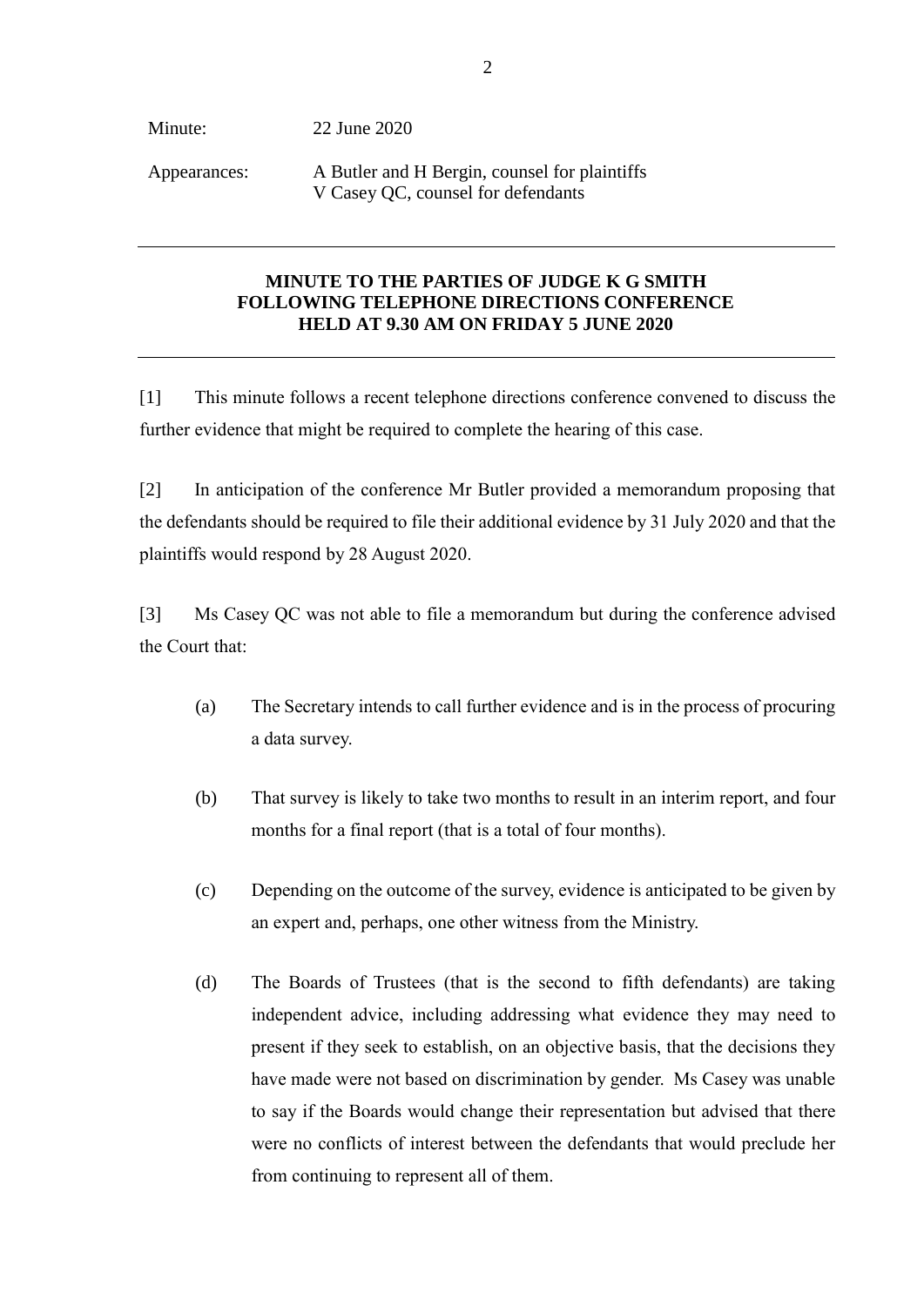Minute: 22 June 2020

Appearances: A Butler and H Bergin, counsel for plaintiffs
V Casey QC, counsel for defendants

---

**MINUTE TO THE PARTIES OF JUDGE K G SMITH**
**FOLLOWING TELEPHONE DIRECTIONS CONFERENCE**
**HELD AT 9.30 AM ON FRIDAY 5 JUNE 2020**

---

[1] This minute follows a recent telephone directions conference convened to discuss the further evidence that might be required to complete the hearing of this case.

[2] In anticipation of the conference Mr Butler provided a memorandum proposing that the defendants should be required to file their additional evidence by 31 July 2020 and that the plaintiffs would respond by 28 August 2020.

[3] Ms Casey QC was not able to file a memorandum but during the conference advised the Court that:

(a) The Secretary intends to call further evidence and is in the process of procuring a data survey.

(b) That survey is likely to take two months to result in an interim report, and four months for a final report (that is a total of four months).

(c) Depending on the outcome of the survey, evidence is anticipated to be given by an expert and, perhaps, one other witness from the Ministry.

(d) The Boards of Trustees (that is the second to fifth defendants) are taking independent advice, including addressing what evidence they may need to present if they seek to establish, on an objective basis, that the decisions they have made were not based on discrimination by gender. Ms Casey was unable to say if the Boards would change their representation but advised that there were no conflicts of interest between the defendants that would preclude her from continuing to represent all of them.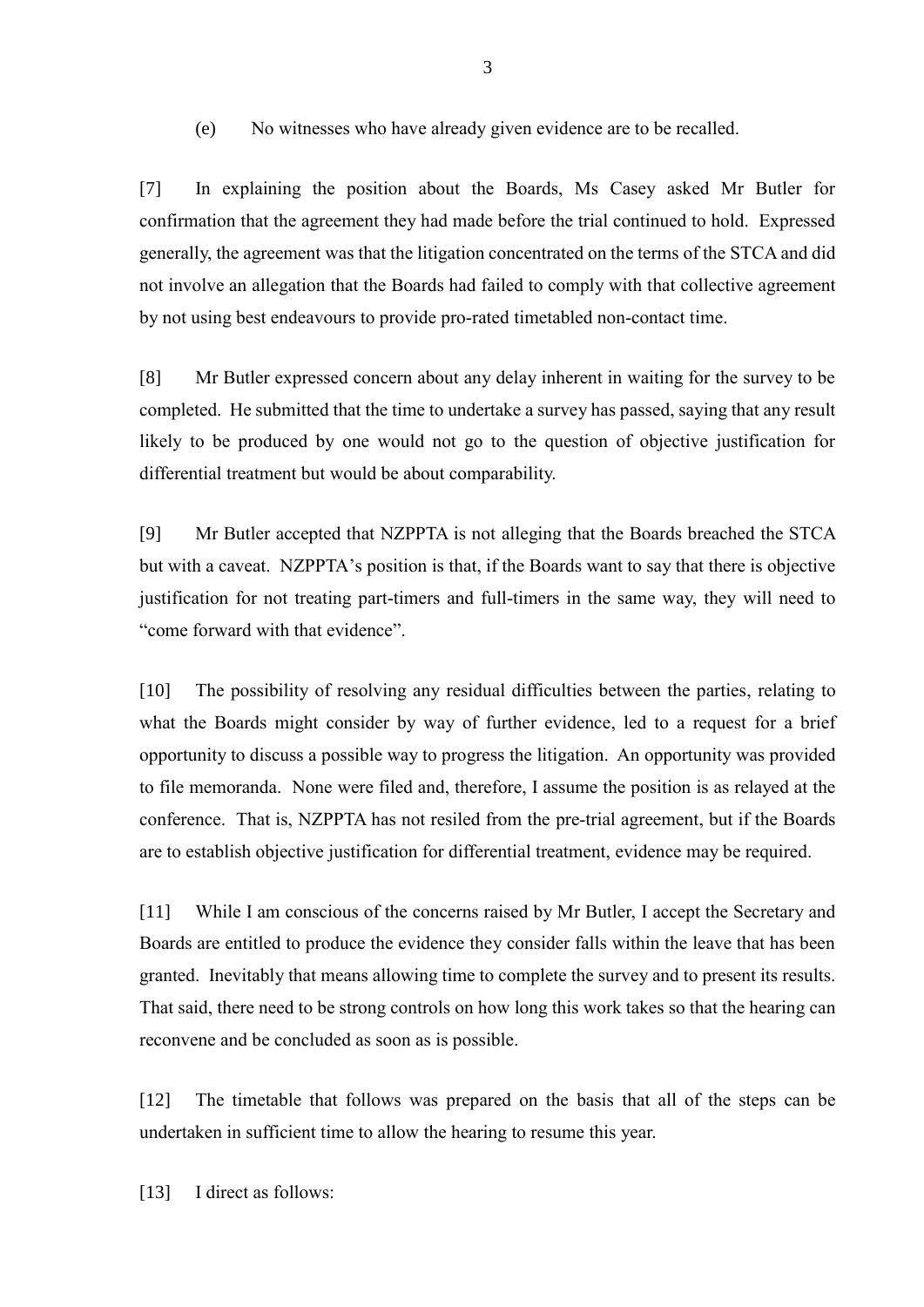(e) No witnesses who have already given evidence are to be recalled.

[7] In explaining the position about the Boards, Ms Casey asked Mr Butler for confirmation that the agreement they had made before the trial continued to hold. Expressed generally, the agreement was that the litigation concentrated on the terms of the STCA and did not involve an allegation that the Boards had failed to comply with that collective agreement by not using best endeavours to provide pro-rated timetabled non-contact time.

[8] Mr Butler expressed concern about any delay inherent in waiting for the survey to be completed. He submitted that the time to undertake a survey has passed, saying that any result likely to be produced by one would not go to the question of objective justification for differential treatment but would be about comparability.

[9] Mr Butler accepted that NZPPTA is not alleging that the Boards breached the STCA but with a caveat. NZPPTA's position is that, if the Boards want to say that there is objective justification for not treating part-timers and full-timers in the same way, they will need to "come forward with that evidence".

[10] The possibility of resolving any residual difficulties between the parties, relating to what the Boards might consider by way of further evidence, led to a request for a brief opportunity to discuss a possible way to progress the litigation. An opportunity was provided to file memoranda. None were filed and, therefore, I assume the position is as relayed at the conference. That is, NZPPTA has not resiled from the pre-trial agreement, but if the Boards are to establish objective justification for differential treatment, evidence may be required.

[11] While I am conscious of the concerns raised by Mr Butler, I accept the Secretary and Boards are entitled to produce the evidence they consider falls within the leave that has been granted. Inevitably that means allowing time to complete the survey and to present its results. That said, there need to be strong controls on how long this work takes so that the hearing can reconvene and be concluded as soon as is possible.

[12] The timetable that follows was prepared on the basis that all of the steps can be undertaken in sufficient time to allow the hearing to resume this year.

[13] I direct as follows: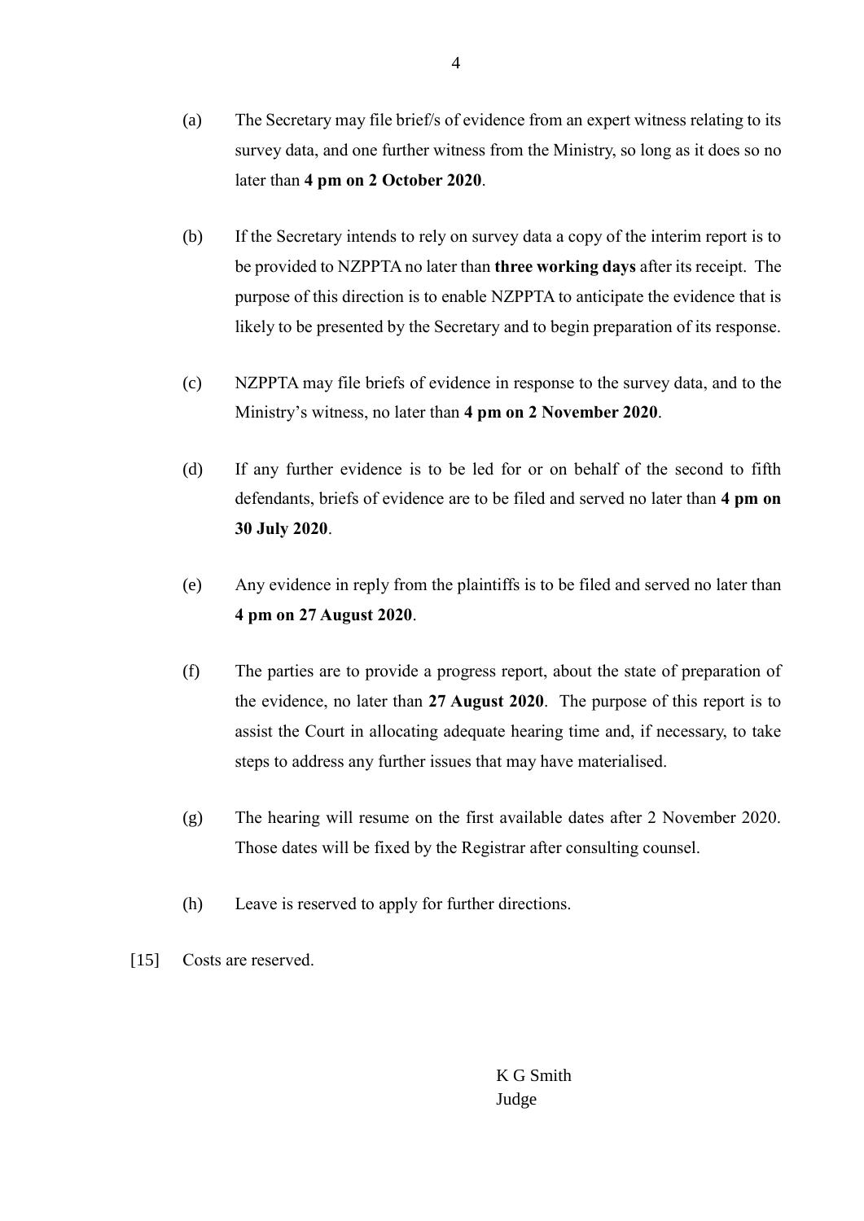(a) The Secretary may file brief/s of evidence from an expert witness relating to its survey data, and one further witness from the Ministry, so long as it does so no later than **4 pm on 2 October 2020**.

(b) If the Secretary intends to rely on survey data a copy of the interim report is to be provided to NZPPTA no later than **three working days** after its receipt. The purpose of this direction is to enable NZPPTA to anticipate the evidence that is likely to be presented by the Secretary and to begin preparation of its response.

(c) NZPPTA may file briefs of evidence in response to the survey data, and to the Ministry's witness, no later than **4 pm on 2 November 2020**.

(d) If any further evidence is to be led for or on behalf of the second to fifth defendants, briefs of evidence are to be filed and served no later than **4 pm on 30 July 2020**.

(e) Any evidence in reply from the plaintiffs is to be filed and served no later than **4 pm on 27 August 2020**.

(f) The parties are to provide a progress report, about the state of preparation of the evidence, no later than **27 August 2020**. The purpose of this report is to assist the Court in allocating adequate hearing time and, if necessary, to take steps to address any further issues that may have materialised.

(g) The hearing will resume on the first available dates after 2 November 2020. Those dates will be fixed by the Registrar after consulting counsel.

(h) Leave is reserved to apply for further directions.

[15] Costs are reserved.

K G Smith
Judge